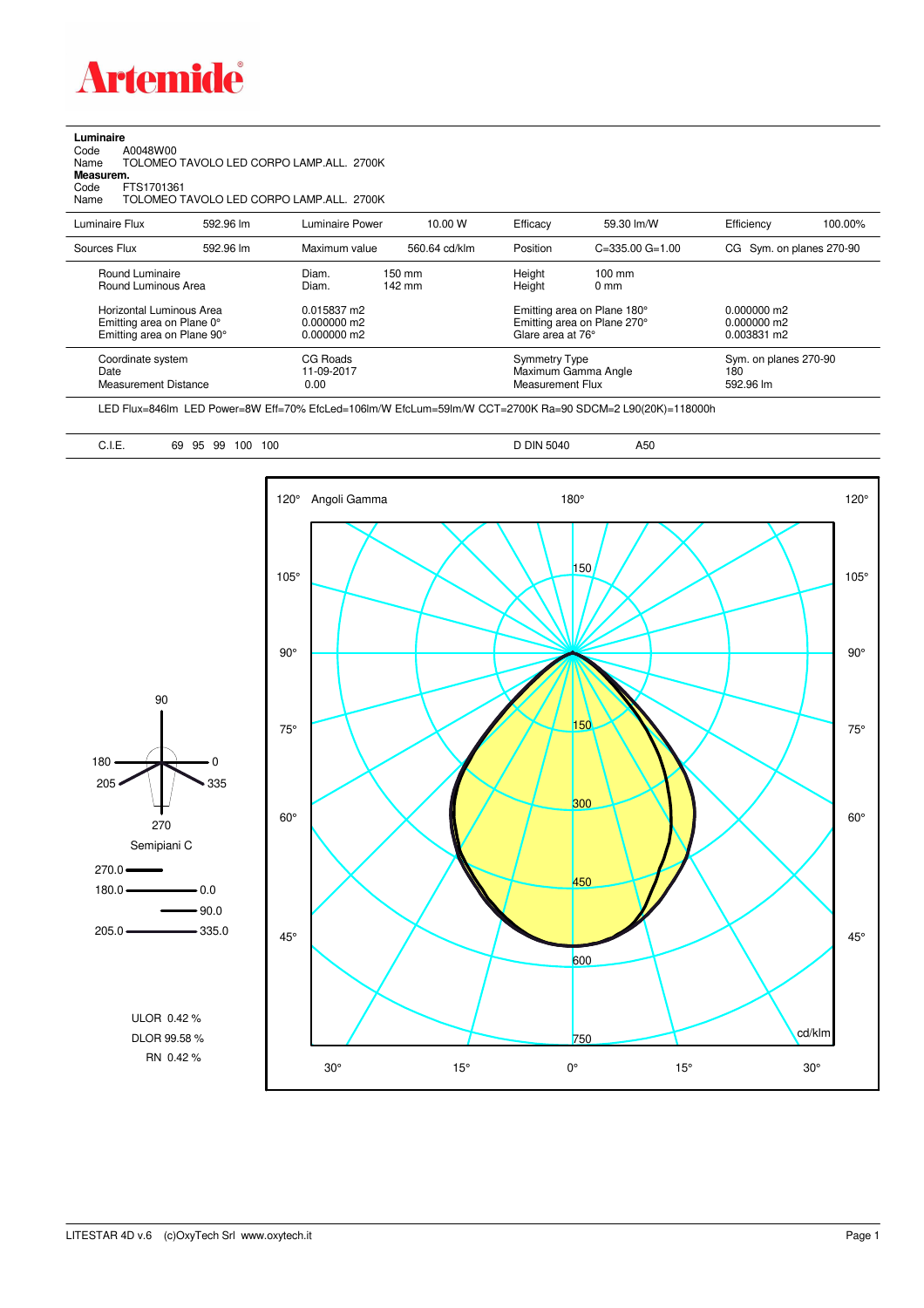# Artemide

**Luminaire**

Code A0048W00

Name TOLOMEO TAVOLO LED CORPO LAMP.ALL. 2700K

**Measurem.**

Code FTS1701361

Name TOLOMEO TAVOLO LED CORPO LAMP.ALL. 2700K

| Luminaire Flux | 592.96 lm | Luminaire Power | 10.00 W | Efficacy | 59.30 lm/W | Efficiency | 100.00% |
|---|---|---|---|---|---|---|---|
| Sources Flux | 592.96 lm | Maximum value | 560.64 cd/klm | Position | C=335.00 G=1.00 | CG | Sym. on planes 270-90 |

| | | | | |
|---|---|---|---|---|
| Round Luminaire | Diam. 150 mm | Height 100 mm | | |
| Round Luminous Area | Diam. 142 mm | Height 0 mm | | |
| Horizontal Luminous Area | 0.015837 m2 | Emitting area on Plane 180° | 0.000000 m2 | |
| Emitting area on Plane 0° | 0.000000 m2 | Emitting area on Plane 270° | 0.000000 m2 | |
| Emitting area on Plane 90° | 0.000000 m2 | Glare area at 76° | 0.003831 m2 | |

| | | | |
|---|---|---|---|
| Coordinate system | CG Roads | Symmetry Type | Sym. on planes 270-90 |
| Date | 11-09-2017 | Maximum Gamma Angle | 180 |
| Measurement Distance | 0.00 | Measurement Flux | 592.96 lm |

LED Flux=846lm LED Power=8W Eff=70% EfcLed=106lm/W EfcLum=59lm/W CCT=2700K Ra=90 SDCM=2 L90(20K)=118000h

C.I.E. 69 95 99 100 100 D DIN 5040 A50

Semipiani C: 270.0; 180.0 – 0.0; 90.0; 205.0 – 335.0

Angoli Gamma — cd/klm

ULOR 0.42 %

DLOR 99.58 %

RN 0.42 %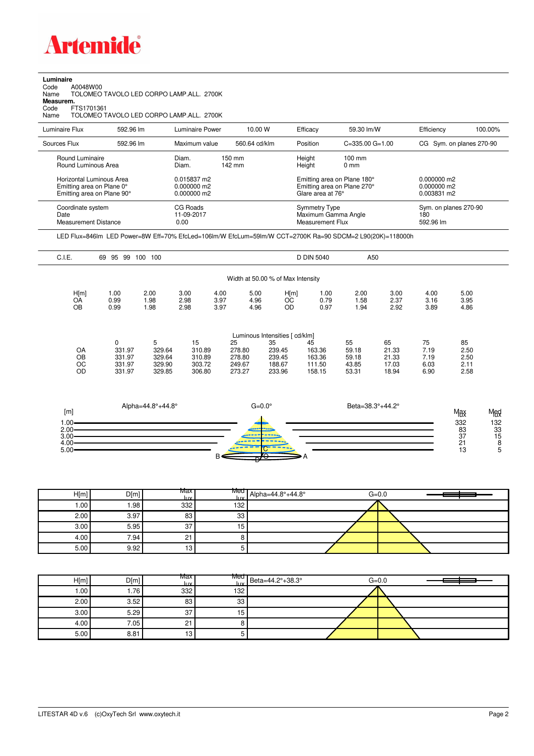Artemide

**Luminaire**

Code A0048W00

Name TOLOMEO TAVOLO LED CORPO LAMP.ALL. 2700K

**Measurem.**

Code FTS1701361

Name TOLOMEO TAVOLO LED CORPO LAMP.ALL. 2700K

| | | | | | | | |
|---|---|---|---|---|---|---|---|
| Luminaire Flux | 592.96 lm | Luminaire Power | 10.00 W | Efficacy | 59.30 lm/W | Efficiency | 100.00% |
| Sources Flux | 592.96 lm | Maximum value | 560.64 cd/klm | Position | C=335.00 G=1.00 | CG | Sym. on planes 270-90 |

| | | | | | |
|---|---|---|---|---|---|
| Round Luminaire | Diam. | 150 mm | Height | 100 mm | |
| Round Luminous Area | Diam. | 142 mm | Height | 0 mm | |
| Horizontal Luminous Area | 0.015837 m2 | | Emitting area on Plane 180° | | 0.000000 m2 |
| Emitting area on Plane 0° | 0.000000 m2 | | Emitting area on Plane 270° | | 0.000000 m2 |
| Emitting area on Plane 90° | 0.000000 m2 | | Glare area at 76° | | 0.003831 m2 |

| | | | |
|---|---|---|---|
| Coordinate system | CG Roads | Symmetry Type | Sym. on planes 270-90 |
| Date | 11-09-2017 | Maximum Gamma Angle | 180 |
| Measurement Distance | 0.00 | Measurement Flux | 592.96 lm |

LED Flux=846lm LED Power=8W Eff=70% EfcLed=106lm/W EfcLum=59lm/W CCT=2700K Ra=90 SDCM=2 L90(20K)=118000h

C.I.E. 69 95 99 100 100 D DIN 5040 A50

Width at 50.00 % of Max Intensity

| H[m] | 1.00 | 2.00 | 3.00 | 4.00 | 5.00 | H[m] | 1.00 | 2.00 | 3.00 | 4.00 | 5.00 |
|---|---|---|---|---|---|---|---|---|---|---|---|
| OA | 0.99 | 1.98 | 2.98 | 3.97 | 4.96 | OC | 0.79 | 1.58 | 2.37 | 3.16 | 3.95 |
| OB | 0.99 | 1.98 | 2.98 | 3.97 | 4.96 | OD | 0.97 | 1.94 | 2.92 | 3.89 | 4.86 |

Luminous Intensities [ cd/klm]

| | 0 | 5 | 15 | 25 | 35 | 45 | 55 | 65 | 75 | 85 |
|---|---|---|---|---|---|---|---|---|---|---|
| OA | 331.97 | 329.64 | 310.89 | 278.80 | 239.45 | 163.36 | 59.18 | 21.33 | 7.19 | 2.50 |
| OB | 331.97 | 329.64 | 310.89 | 278.80 | 239.45 | 163.36 | 59.18 | 21.33 | 7.19 | 2.50 |
| OC | 331.97 | 329.90 | 303.72 | 249.67 | 188.67 | 111.50 | 43.85 | 17.03 | 6.03 | 2.11 |
| OD | 331.97 | 329.85 | 306.80 | 273.27 | 233.96 | 158.15 | 53.31 | 18.94 | 6.90 | 2.58 |

Alpha=44.8°+44.8° G=0.0° Beta=38.3°+44.2°

[m]
1.00
2.00
3.00
4.00
5.00

B C D O A

Max lux: 332, 83, 37, 21, 13
Med lux: 132, 33, 15, 8, 5

| H[m] | D[m] | Max lux | Med lux | Alpha=44.8°+44.8° G=0.0 |
|---|---|---|---|---|
| 1.00 | 1.98 | 332 | 132 | |
| 2.00 | 3.97 | 83 | 33 | |
| 3.00 | 5.95 | 37 | 15 | |
| 4.00 | 7.94 | 21 | 8 | |
| 5.00 | 9.92 | 13 | 5 | |

| H[m] | D[m] | Max lux | Med lux | Beta=44.2°+38.3° G=0.0 |
|---|---|---|---|---|
| 1.00 | 1.76 | 332 | 132 | |
| 2.00 | 3.52 | 83 | 33 | |
| 3.00 | 5.29 | 37 | 15 | |
| 4.00 | 7.05 | 21 | 8 | |
| 5.00 | 8.81 | 13 | 5 | |

LITESTAR 4D v.6 (c)OxyTech Srl www.oxytech.it